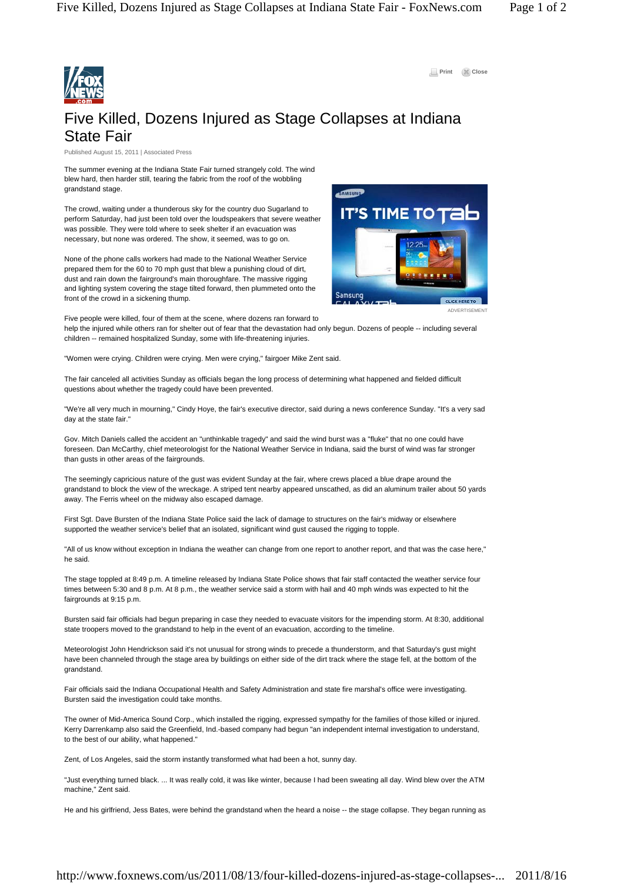# Five Killed, Dozens Injured as Stage Collapses at Indiana State Fair

Published August 15, 2011 | Associated Press

The summer evening at the Indiana State Fair turned strangely cold. The wind blew hard, then harder still, tearing the fabric from the roof of the wobbling grandstand stage.

The crowd, waiting under a thunderous sky for the country duo Sugarland to perform Saturday, had just been told over the loudspeakers that severe weather was possible. They were told where to seek shelter if an evacuation was necessary, but none was ordered. The show, it seemed, was to go on.

None of the phone calls workers had made to the National Weather Service prepared them for the 60 to 70 mph gust that blew a punishing cloud of dirt, dust and rain down the fairground's main thoroughfare. The massive rigging and lighting system covering the stage tilted forward, then plummeted onto the front of the crowd in a sickening thump.

Five people were killed, four of them at the scene, where dozens ran forward to help the injured while others ran for shelter out of fear that the devastation had only begun. Dozens of people -- including several children -- remained hospitalized Sunday, some with life-threatening injuries.

"Women were crying. Children were crying. Men were crying," fairgoer Mike Zent said.

The fair canceled all activities Sunday as officials began the long process of determining what happened and fielded difficult questions about whether the tragedy could have been prevented.

"We're all very much in mourning," Cindy Hoye, the fair's executive director, said during a news conference Sunday. "It's a very sad day at the state fair."

Gov. Mitch Daniels called the accident an "unthinkable tragedy" and said the wind burst was a "fluke" that no one could have foreseen. Dan McCarthy, chief meteorologist for the National Weather Service in Indiana, said the burst of wind was far stronger than gusts in other areas of the fairgrounds.

The seemingly capricious nature of the gust was evident Sunday at the fair, where crews placed a blue drape around the grandstand to block the view of the wreckage. A striped tent nearby appeared unscathed, as did an aluminum trailer about 50 yards away. The Ferris wheel on the midway also escaped damage.

First Sgt. Dave Bursten of the Indiana State Police said the lack of damage to structures on the fair's midway or elsewhere supported the weather service's belief that an isolated, significant wind gust caused the rigging to topple.

"All of us know without exception in Indiana the weather can change from one report to another report, and that was the case here," he said.

The stage toppled at 8:49 p.m. A timeline released by Indiana State Police shows that fair staff contacted the weather service four times between 5:30 and 8 p.m. At 8 p.m., the weather service said a storm with hail and 40 mph winds was expected to hit the fairgrounds at 9:15 p.m.

Bursten said fair officials had begun preparing in case they needed to evacuate visitors for the impending storm. At 8:30, additional state troopers moved to the grandstand to help in the event of an evacuation, according to the timeline.

Meteorologist John Hendrickson said it's not unusual for strong winds to precede a thunderstorm, and that Saturday's gust might have been channeled through the stage area by buildings on either side of the dirt track where the stage fell, at the bottom of the grandstand.

Fair officials said the Indiana Occupational Health and Safety Administration and state fire marshal's office were investigating. Bursten said the investigation could take months.

The owner of Mid-America Sound Corp., which installed the rigging, expressed sympathy for the families of those killed or injured. Kerry Darrenkamp also said the Greenfield, Ind.-based company had begun "an independent internal investigation to understand, to the best of our ability, what happened."

Zent, of Los Angeles, said the storm instantly transformed what had been a hot, sunny day.

"Just everything turned black. ... It was really cold, it was like winter, because I had been sweating all day. Wind blew over the ATM machine," Zent said.

He and his girlfriend, Jess Bates, were behind the grandstand when the heard a noise -- the stage collapse. They began running as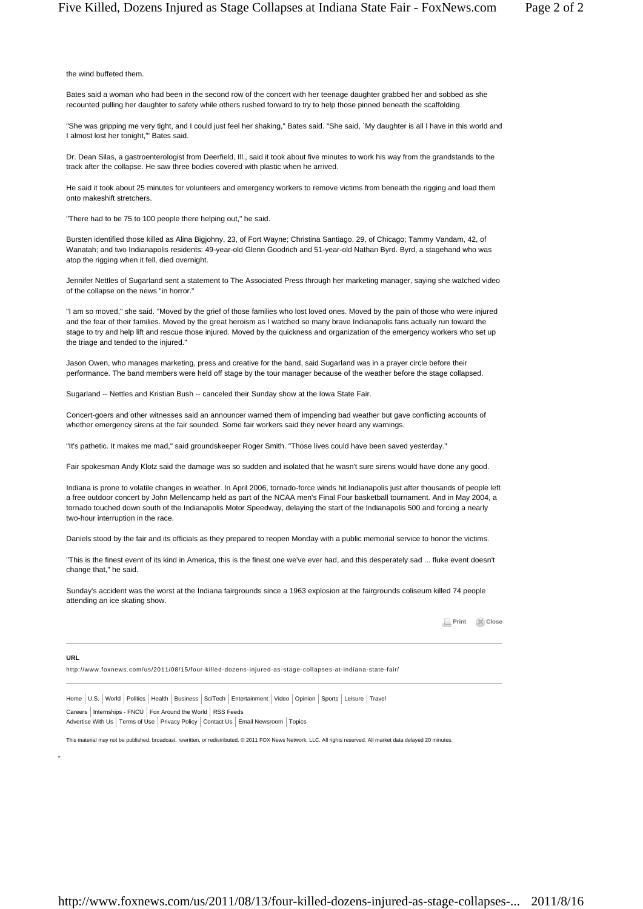the wind buffeted them.

Bates said a woman who had been in the second row of the concert with her teenage daughter grabbed her and sobbed as she recounted pulling her daughter to safety while others rushed forward to try to help those pinned beneath the scaffolding.

"She was gripping me very tight, and I could just feel her shaking," Bates said. "She said, `My daughter is all I have in this world and I almost lost her tonight,'" Bates said.

Dr. Dean Silas, a gastroenterologist from Deerfield, Ill., said it took about five minutes to work his way from the grandstands to the track after the collapse. He saw three bodies covered with plastic when he arrived.

He said it took about 25 minutes for volunteers and emergency workers to remove victims from beneath the rigging and load them onto makeshift stretchers.

"There had to be 75 to 100 people there helping out," he said.

Bursten identified those killed as Alina Bigjohny, 23, of Fort Wayne; Christina Santiago, 29, of Chicago; Tammy Vandam, 42, of Wanatah; and two Indianapolis residents: 49-year-old Glenn Goodrich and 51-year-old Nathan Byrd. Byrd, a stagehand who was atop the rigging when it fell, died overnight.

Jennifer Nettles of Sugarland sent a statement to The Associated Press through her marketing manager, saying she watched video of the collapse on the news "in horror."

"I am so moved," she said. "Moved by the grief of those families who lost loved ones. Moved by the pain of those who were injured and the fear of their families. Moved by the great heroism as I watched so many brave Indianapolis fans actually run toward the stage to try and help lift and rescue those injured. Moved by the quickness and organization of the emergency workers who set up the triage and tended to the injured."

Jason Owen, who manages marketing, press and creative for the band, said Sugarland was in a prayer circle before their performance. The band members were held off stage by the tour manager because of the weather before the stage collapsed.

Sugarland -- Nettles and Kristian Bush -- canceled their Sunday show at the Iowa State Fair.

Concert-goers and other witnesses said an announcer warned them of impending bad weather but gave conflicting accounts of whether emergency sirens at the fair sounded. Some fair workers said they never heard any warnings.

"It's pathetic. It makes me mad," said groundskeeper Roger Smith. "Those lives could have been saved yesterday."

Fair spokesman Andy Klotz said the damage was so sudden and isolated that he wasn't sure sirens would have done any good.

Indiana is prone to volatile changes in weather. In April 2006, tornado-force winds hit Indianapolis just after thousands of people left a free outdoor concert by John Mellencamp held as part of the NCAA men's Final Four basketball tournament. And in May 2004, a tornado touched down south of the Indianapolis Motor Speedway, delaying the start of the Indianapolis 500 and forcing a nearly two-hour interruption in the race.

Daniels stood by the fair and its officials as they prepared to reopen Monday with a public memorial service to honor the victims.

"This is the finest event of its kind in America, this is the finest one we've ever had, and this desperately sad ... fluke event doesn't change that," he said.

Sunday's accident was the worst at the Indiana fairgrounds since a 1963 explosion at the fairgrounds coliseum killed 74 people attending an ice skating show.

Print Close

**URL**

http://www.foxnews.com/us/2011/08/15/four-killed-dozens-injured-as-stage-collapses-at-indiana-state-fair/

Home | U.S. | World | Politics | Health | Business | SciTech | Entertainment | Video | Opinion | Sports | Leisure | Travel

Careers | Internships - FNCU | Fox Around the World | RSS Feeds

Advertise With Us | Terms of Use | Privacy Policy | Contact Us | Email Newsroom | Topics

This material may not be published, broadcast, rewritten, or redistributed. © 2011 FOX News Network, LLC. All rights reserved. All market data delayed 20 minutes.